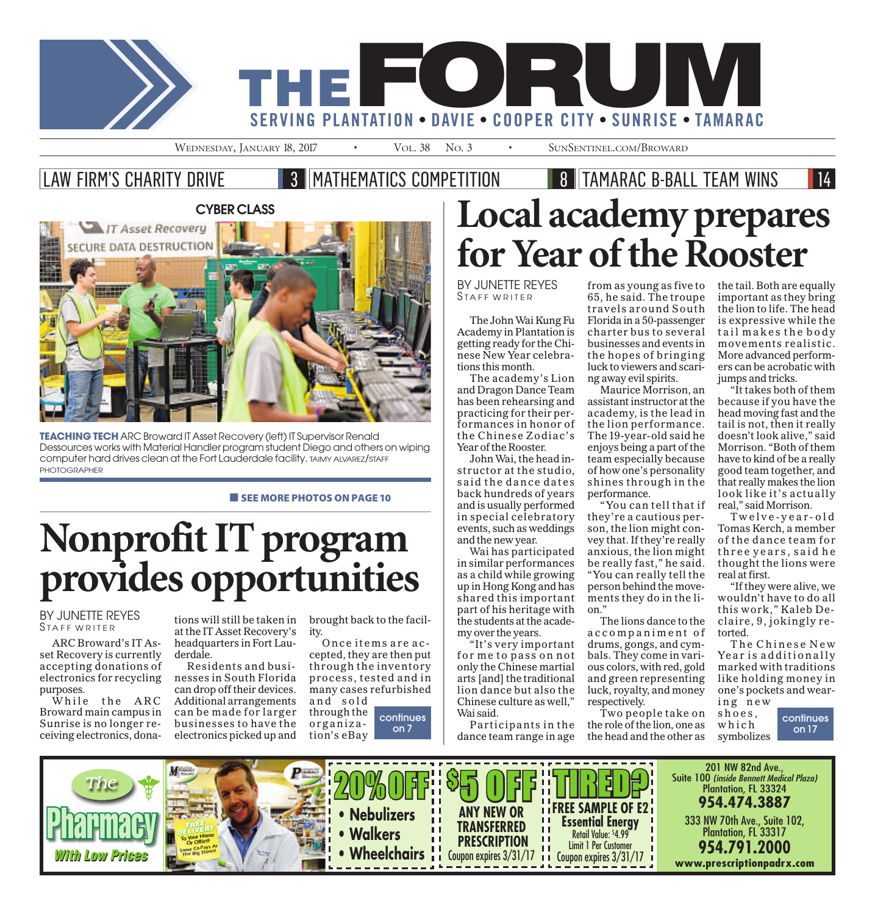# THE FORUM

SERVING PLANTATION • DAVIE • COOPER CITY • SUNRISE • TAMARAC

WEDNESDAY, JANUARY 18, 2017 • VOL. 38 NO. 3 • SUNSENTINEL.COM/BROWARD

LAW FIRM'S CHARITY DRIVE 3 | MATHEMATICS COMPETITION 8 | TAMARAC B-BALL TEAM WINS 14

**CYBER CLASS**

**TEACHING TECH** ARC Broward IT Asset Recovery (left) IT Supervisor Renald Dessources works with Material Handler program student Diego and others on wiping computer hard drives clean at the Fort Lauderdale facility. TAIMY ALVAREZ/STAFF PHOTOGRAPHER

**SEE MORE PHOTOS ON PAGE 10**

# Nonprofit IT program provides opportunities

BY JUNETTE REYES
STAFF WRITER

ARC Broward's IT Asset Recovery is currently accepting donations of electronics for recycling purposes.

While the ARC Broward main campus in Sunrise is no longer receiving electronics, donations will still be taken in at the IT Asset Recovery's headquarters in Fort Lauderdale.

Residents and businesses in South Florida can drop off their devices. Additional arrangements can be made for larger businesses to have the electronics picked up and brought back to the facility.

Once items are accepted, they are then put through the inventory process, tested and in many cases refurbished and sold through the organization's eBay

continues on 7

# Local academy prepares for Year of the Rooster

BY JUNETTE REYES
STAFF WRITER

The John Wai Kung Fu Academy in Plantation is getting ready for the Chinese New Year celebrations this month.

The academy's Lion and Dragon Dance Team has been rehearsing and practicing for their performances in honor of the Chinese Zodiac's Year of the Rooster.

John Wai, the head instructor at the studio, said the dance dates back hundreds of years and is usually performed in special celebratory events, such as weddings and the new year.

Wai has participated in similar performances as a child while growing up in Hong Kong and has shared this important part of his heritage with the students at the academy over the years.

"It's very important for me to pass on not only the Chinese martial arts [and] the traditional lion dance but also the Chinese culture as well," Wai said.

Participants in the dance team range in age from as young as five to 65, he said. The troupe travels around South Florida in a 50-passenger charter bus to several businesses and events in the hopes of bringing luck to viewers and scaring away evil spirits.

Maurice Morrison, an assistant instructor at the academy, is the lead in the lion performance. The 19-year-old said he enjoys being a part of the team especially because of how one's personality shines through in the performance.

"You can tell that if they're a cautious person, the lion might convey that. If they're really anxious, the lion might be really fast," he said. "You can really tell the person behind the movements they do in the lion."

The lions dance to the accompaniment of drums, gongs, and cymbals. They come in various colors, with red, gold and green representing luck, royalty, and money respectively.

Two people take on the role of the lion, one as the head and the other as the tail. Both are equally important as they bring the lion to life. The head is expressive while the tail makes the body movements realistic. More advanced performers can be acrobatic with jumps and tricks.

"It takes both of them because if you have the head moving fast and the tail is not, then it really doesn't look alive," said Morrison. "Both of them have to kind of be a really good team together, and that really makes the lion look like it's actually real," said Morrison.

Twelve-year-old Tomas Kerch, a member of the dance team for three years, said he thought the lions were real at first.

"If they were alive, we wouldn't have to do all this work," Kaleb Declaire, 9, jokingly retorted.

The Chinese New Year is additionally marked with traditions like holding money in one's pockets and wearing new shoes, which symbolizes

continues on 17

---

The Pharmacy With Low Prices

FREE DELIVERY To Your Home Or Office! Same Co-Pays As The Big Stores!

**20% OFF**
- Nebulizers
- Walkers
- Wheelchairs

**$5 OFF** ANY NEW OR TRANSFERRED PRESCRIPTION
Coupon expires 3/31/17

**TIRED?** FREE SAMPLE OF E2 Essential Energy
Retail Value: $4.99
Limit 1 Per Customer
Coupon expires 3/31/17

201 NW 82nd Ave., Suite 100 *(inside Bennett Medical Plaza)* Plantation, FL 33324
**954.474.3887**

333 NW 70th Ave., Suite 102, Plantation, FL 33317
**954.791.2000**

www.prescriptionpadrx.com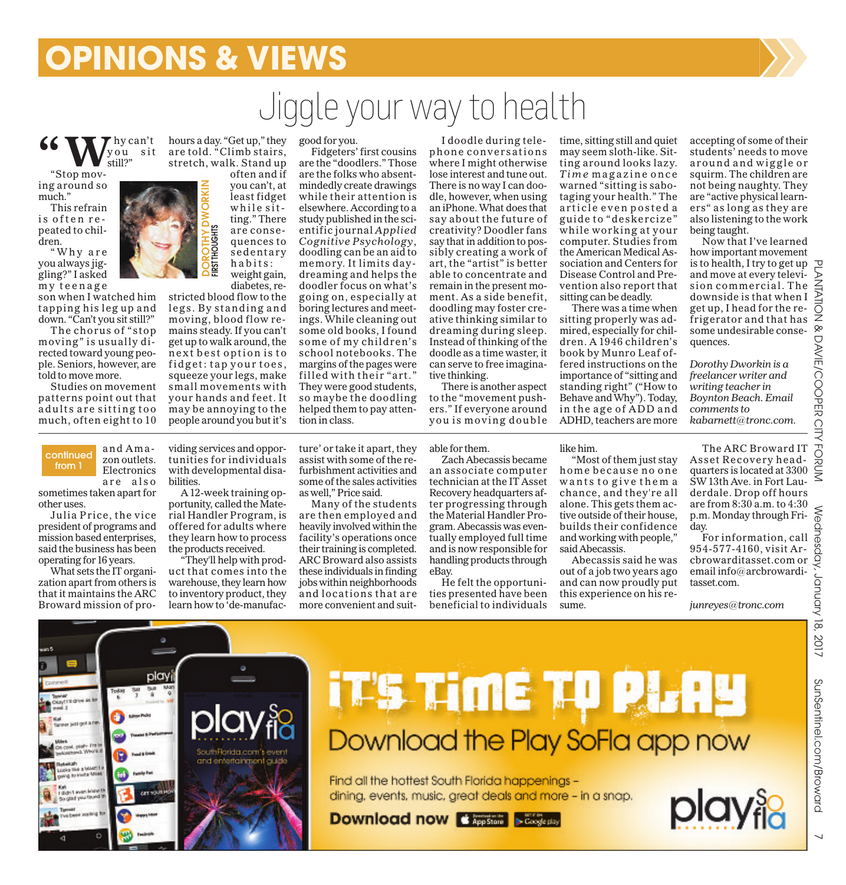# OPINIONS & VIEWS

## Jiggle your way to health

DOROTHY DWORKIN
FIRST THOUGHTS

"Why can't you sit still?"

"Stop moving around so much."

This refrain is often repeated to children.

"Why are you always jiggling?" I asked my teenage son when I watched him tapping his leg up and down. "Can't you sit still?"

The chorus of "stop moving" is usually directed toward young people. Seniors, however, are told to move more.

Studies on movement patterns point out that adults are sitting too much, often eight to 10 hours a day. "Get up," they are told. "Climb stairs, stretch, walk. Stand up often and if you can't, at least fidget while sitting." There are consequences to sedentary habits: weight gain, diabetes, restricted blood flow to the legs. By standing and moving, blood flow remains steady. If you can't get up to walk around, the next best option is to fidget: tap your toes, squeeze your legs, make small movements with your hands and feet. It may be annoying to the people around you but it's good for you.

Fidgeters' first cousins are the "doodlers." Those are the folks who absent-mindedly create drawings while their attention is elsewhere. According to a study published in the scientific journal *Applied Cognitive Psychology*, doodling can be an aid to memory. It limits daydreaming and helps the doodler focus on what's going on, especially at boring lectures and meetings. While cleaning out some old books, I found some of my children's school notebooks. The margins of the pages were filled with their "art." They were good students, so maybe the doodling helped them to pay attention in class.

I doodle during telephone conversations where I might otherwise lose interest and tune out. There is no way I can doodle, however, when using an iPhone. What does that say about the future of creativity? Doodler fans say that in addition to possibly creating a work of art, the "artist" is better able to concentrate and remain in the present moment. As a side benefit, doodling may foster creative thinking similar to dreaming during sleep. Instead of thinking of the doodle as a time waster, it can serve to free imaginative thinking.

There is another aspect to the "movement pushers." If everyone around you is moving double time, sitting still and quiet may seem sloth-like. Sitting around looks lazy. *Time* magazine once warned "sitting is sabotaging your health." The article even posted a guide to "deskercize" while working at your computer. Studies from the American Medical Association and Centers for Disease Control and Prevention also report that sitting can be deadly.

There was a time when sitting properly was admired, especially for children. A 1946 children's book by Munro Leaf offered instructions on the importance of "sitting and standing right" ("How to Behave and Why"). Today, in the age of ADD and ADHD, teachers are more accepting of some of their students' needs to move around and wiggle or squirm. The children are not being naughty. They are "active physical learners" as long as they are also listening to the work being taught.

Now that I've learned how important movement is to health, I try to get up and move at every television commercial. The downside is that when I get up, I head for the refrigerator and that has some undesirable consequences.

*Dorothy Dworkin is a freelancer writer and writing teacher in Boynton Beach. Email comments to kabarnett@tronc.com.*

---

continued from 1

and Amazon outlets. Electronics are also sometimes taken apart for other uses.

Julia Price, the vice president of programs and mission based enterprises, said the business has been operating for 16 years.

What sets the IT organization apart from others is that it maintains the ARC Broward mission of providing services and opportunities for individuals with developmental disabilities.

A 12-week training opportunity, called the Material Handler Program, is offered for adults where they learn how to process the products received.

"They'll help with product that comes into the warehouse, they learn how to inventory product, they learn how to 'de-manufacture' or take it apart, they assist with some of the refurbishment activities and some of the sales activities as well," Price said.

Many of the students are then employed and heavily involved within the facility's operations once their training is completed. ARC Broward also assists these individuals in finding jobs within neighborhoods and locations that are more convenient and suitable for them.

Zach Abecassis became an associate computer technician at the IT Asset Recovery headquarters after progressing through the Material Handler Program. Abecassis was eventually employed full time and is now responsible for handling products through eBay.

He felt the opportunities presented have been beneficial to individuals like him.

"Most of them just stay home because no one wants to give them a chance, and they're all alone. This gets them active outside of their house, builds their confidence and working with people," said Abecassis.

Abecassis said he was out of a job two years ago and can now proudly put this experience on his resume.

The ARC Broward IT Asset Recovery headquarters is located at 3300 SW 13th Ave. in Fort Lauderdale. Drop off hours are from 8:30 a.m. to 4:30 p.m. Monday through Friday.

For information, call 954-577-4160, visit Arcbrowarditasset.com or email info@arcbrowarditasset.com.

*junreyes@tronc.com*

---

IT'S TIME TO PLAY

Download the Play SoFla app now

Find all the hottest South Florida happenings – dining, events, music, great deals and more – in a snap.

Download now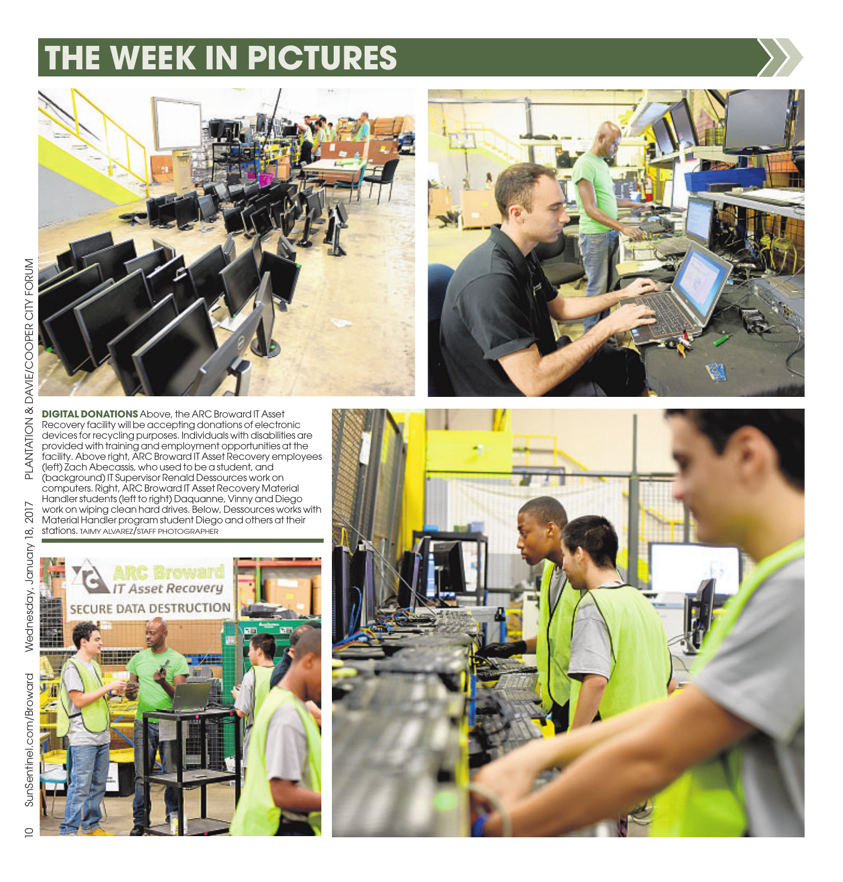# THE WEEK IN PICTURES

**DIGITAL DONATIONS** Above, the ARC Broward IT Asset Recovery facility will be accepting donations of electronic devices for recycling purposes. Individuals with disabilities are provided with training and employment opportunities at the facility. Above right, ARC Broward IT Asset Recovery employees (left) Zach Abecassis, who used to be a student, and (background) IT Supervisor Renald Dessources work on computers. Right, ARC Broward IT Asset Recovery Material Handler students (left to right) Daquanne, Vinny and Diego work on wiping clean hard drives. Below, Dessources works with Material Handler program student Diego and others at their stations. TAIMY ALVAREZ/STAFF PHOTOGRAPHER